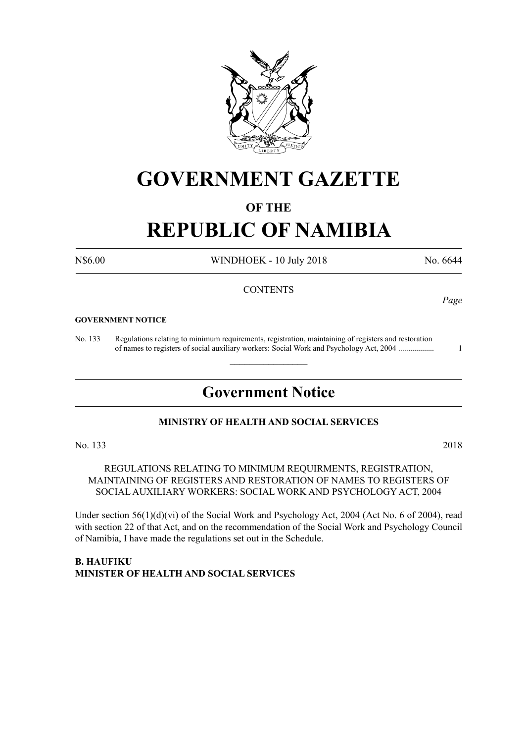# GOVERNMENT GAZETTE

## OF THE

# REPUBLIC OF NAMIBIA

N$6.00 WINDHOEK - 10 July 2018 No. 6644

CONTENTS

*Page*

**GOVERNMENT NOTICE**

No. 133 Regulations relating to minimum requirements, registration, maintaining of registers and restoration of names to registers of social auxiliary workers: Social Work and Psychology Act, 2004 ................. 1

---

## Government Notice

**MINISTRY OF HEALTH AND SOCIAL SERVICES**

No. 133 2018

REGULATIONS RELATING TO MINIMUM REQUIRMENTS, REGISTRATION, MAINTAINING OF REGISTERS AND RESTORATION OF NAMES TO REGISTERS OF SOCIAL AUXILIARY WORKERS: SOCIAL WORK AND PSYCHOLOGY ACT, 2004

Under section 56(1)(d)(vi) of the Social Work and Psychology Act, 2004 (Act No. 6 of 2004), read with section 22 of that Act, and on the recommendation of the Social Work and Psychology Council of Namibia, I have made the regulations set out in the Schedule.

**B. HAUFIKU**
**MINISTER OF HEALTH AND SOCIAL SERVICES**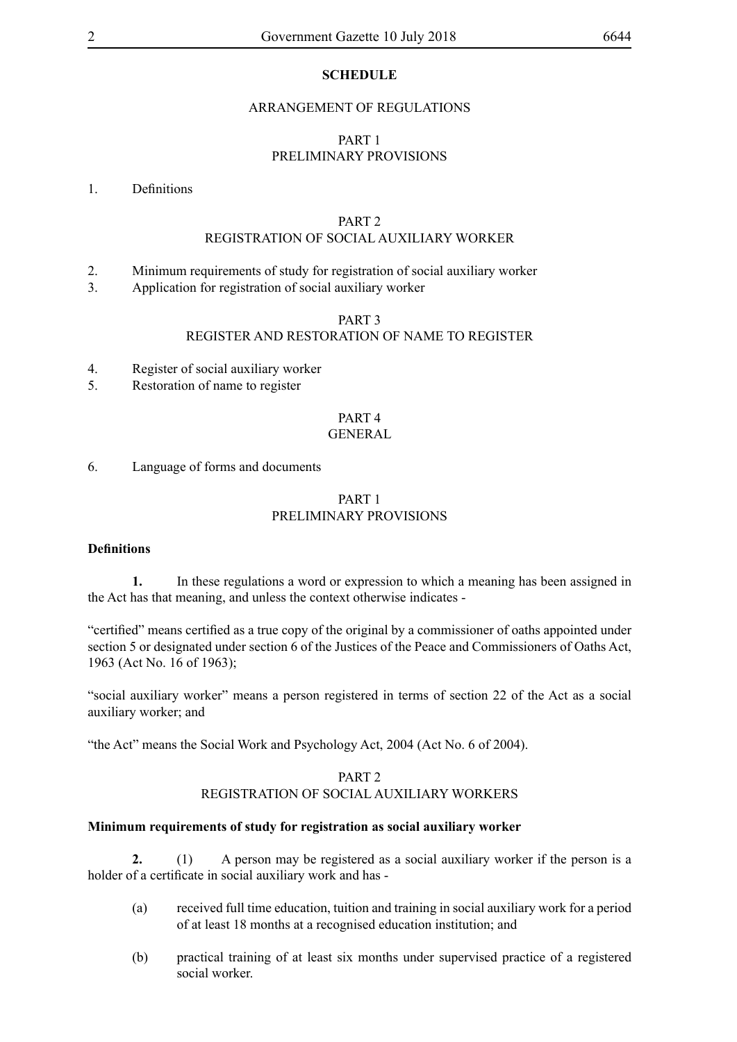## SCHEDULE

### ARRANGEMENT OF REGULATIONS

PART 1
PRELIMINARY PROVISIONS

1. Definitions

PART 2
REGISTRATION OF SOCIAL AUXILIARY WORKER

2. Minimum requirements of study for registration of social auxiliary worker
3. Application for registration of social auxiliary worker

PART 3
REGISTER AND RESTORATION OF NAME TO REGISTER

4. Register of social auxiliary worker
5. Restoration of name to register

PART 4
GENERAL

6. Language of forms and documents

### PART 1
### PRELIMINARY PROVISIONS

**Definitions**

**1.** In these regulations a word or expression to which a meaning has been assigned in the Act has that meaning, and unless the context otherwise indicates -

"certified" means certified as a true copy of the original by a commissioner of oaths appointed under section 5 or designated under section 6 of the Justices of the Peace and Commissioners of Oaths Act, 1963 (Act No. 16 of 1963);

"social auxiliary worker" means a person registered in terms of section 22 of the Act as a social auxiliary worker; and

"the Act" means the Social Work and Psychology Act, 2004 (Act No. 6 of 2004).

### PART 2
### REGISTRATION OF SOCIAL AUXILIARY WORKERS

**Minimum requirements of study for registration as social auxiliary worker**

**2.** (1) A person may be registered as a social auxiliary worker if the person is a holder of a certificate in social auxiliary work and has -

(a) received full time education, tuition and training in social auxiliary work for a period of at least 18 months at a recognised education institution; and

(b) practical training of at least six months under supervised practice of a registered social worker.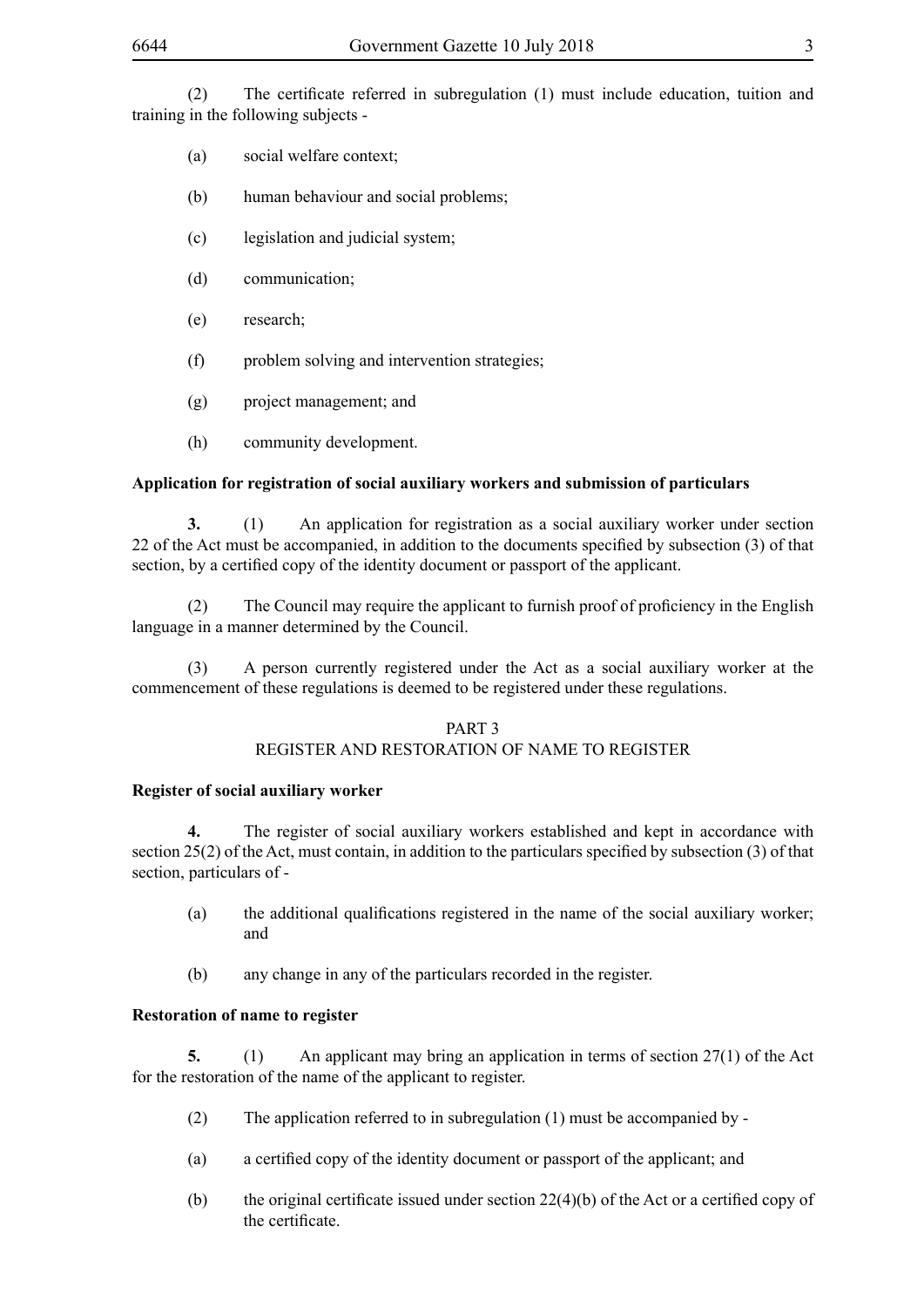(2) The certificate referred in subregulation (1) must include education, tuition and training in the following subjects -

(a) social welfare context;

(b) human behaviour and social problems;

(c) legislation and judicial system;

(d) communication;

(e) research;

(f) problem solving and intervention strategies;

(g) project management; and

(h) community development.

**Application for registration of social auxiliary workers and submission of particulars**

**3.** (1) An application for registration as a social auxiliary worker under section 22 of the Act must be accompanied, in addition to the documents specified by subsection (3) of that section, by a certified copy of the identity document or passport of the applicant.

(2) The Council may require the applicant to furnish proof of proficiency in the English language in a manner determined by the Council.

(3) A person currently registered under the Act as a social auxiliary worker at the commencement of these regulations is deemed to be registered under these regulations.

## PART 3
## REGISTER AND RESTORATION OF NAME TO REGISTER

**Register of social auxiliary worker**

**4.** The register of social auxiliary workers established and kept in accordance with section 25(2) of the Act, must contain, in addition to the particulars specified by subsection (3) of that section, particulars of -

(a) the additional qualifications registered in the name of the social auxiliary worker; and

(b) any change in any of the particulars recorded in the register.

**Restoration of name to register**

**5.** (1) An applicant may bring an application in terms of section 27(1) of the Act for the restoration of the name of the applicant to register.

(2) The application referred to in subregulation (1) must be accompanied by -

(a) a certified copy of the identity document or passport of the applicant; and

(b) the original certificate issued under section 22(4)(b) of the Act or a certified copy of the certificate.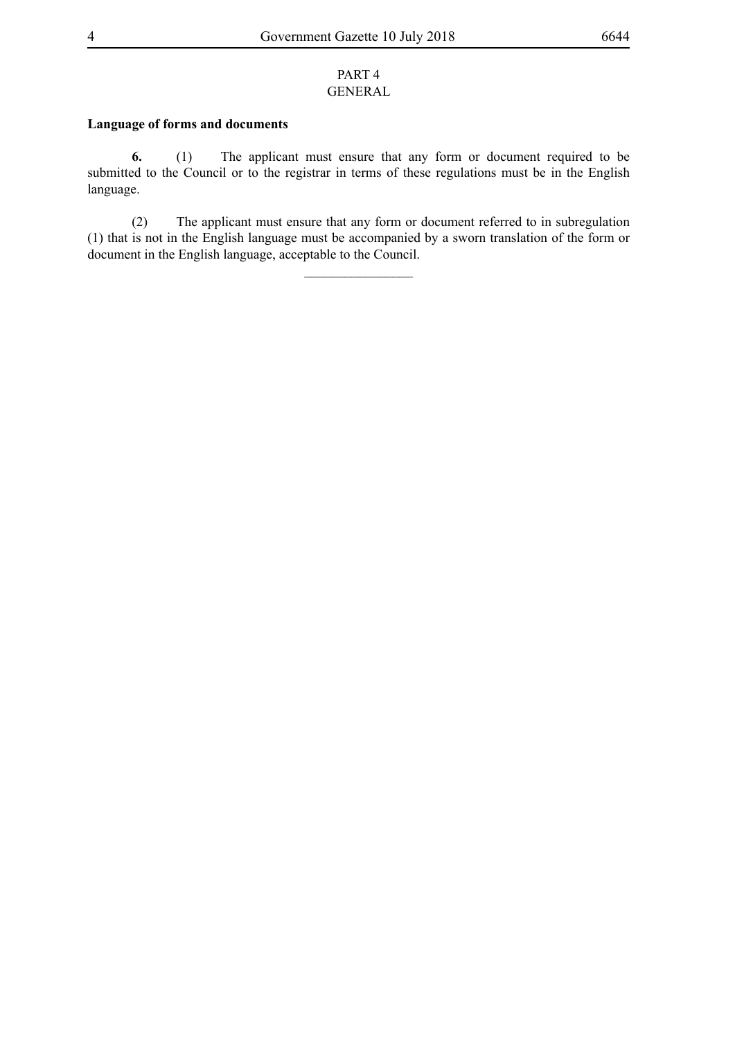## PART 4
## GENERAL

**Language of forms and documents**

**6.** (1) The applicant must ensure that any form or document required to be submitted to the Council or to the registrar in terms of these regulations must be in the English language.

(2) The applicant must ensure that any form or document referred to in subregulation (1) that is not in the English language must be accompanied by a sworn translation of the form or document in the English language, acceptable to the Council.

________________